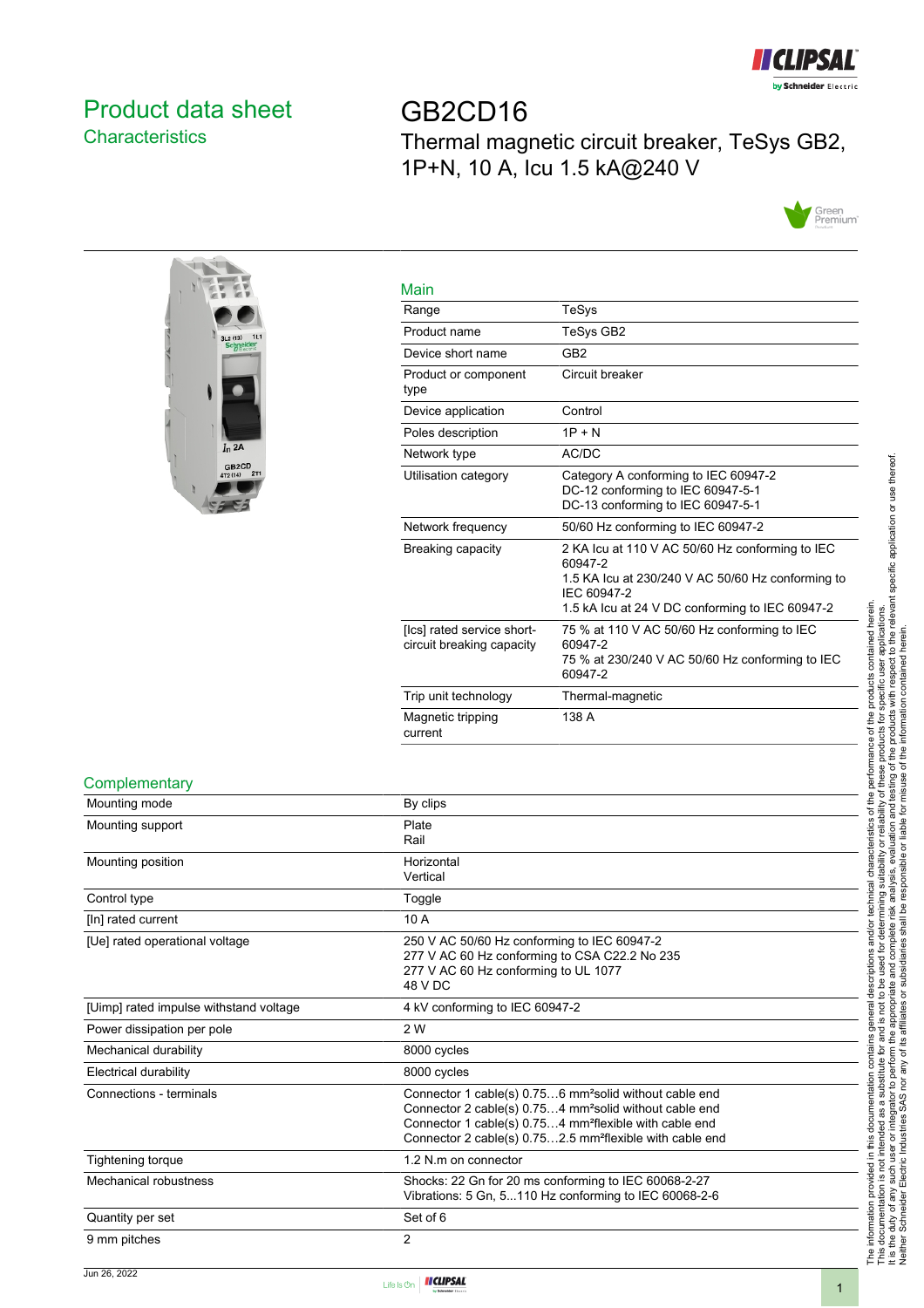# Product data sheet
## Characteristics

# GB2CD16

Thermal magnetic circuit breaker, TeSys GB2, 1P+N, 10 A, Icu 1.5 kA@240 V

### Main

| | |
|---|---|
| Range | TeSys |
| Product name | TeSys GB2 |
| Device short name | GB2 |
| Product or component type | Circuit breaker |
| Device application | Control |
| Poles description | 1P + N |
| Network type | AC/DC |
| Utilisation category | Category A conforming to IEC 60947-2<br>DC-12 conforming to IEC 60947-5-1<br>DC-13 conforming to IEC 60947-5-1 |
| Network frequency | 50/60 Hz conforming to IEC 60947-2 |
| Breaking capacity | 2 KA Icu at 110 V AC 50/60 Hz conforming to IEC 60947-2<br>1.5 KA Icu at 230/240 V AC 50/60 Hz conforming to IEC 60947-2<br>1.5 kA Icu at 24 V DC conforming to IEC 60947-2 |
| [Ics] rated service short-circuit breaking capacity | 75 % at 110 V AC 50/60 Hz conforming to IEC 60947-2<br>75 % at 230/240 V AC 50/60 Hz conforming to IEC 60947-2 |
| Trip unit technology | Thermal-magnetic |
| Magnetic tripping current | 138 A |

### Complementary

| | |
|---|---|
| Mounting mode | By clips |
| Mounting support | Plate<br>Rail |
| Mounting position | Horizontal<br>Vertical |
| Control type | Toggle |
| [In] rated current | 10 A |
| [Ue] rated operational voltage | 250 V AC 50/60 Hz conforming to IEC 60947-2<br>277 V AC 60 Hz conforming to CSA C22.2 No 235<br>277 V AC 60 Hz conforming to UL 1077<br>48 V DC |
| [Uimp] rated impulse withstand voltage | 4 kV conforming to IEC 60947-2 |
| Power dissipation per pole | 2 W |
| Mechanical durability | 8000 cycles |
| Electrical durability | 8000 cycles |
| Connections - terminals | Connector 1 cable(s) 0.75…6 mm²solid without cable end<br>Connector 2 cable(s) 0.75…4 mm²solid without cable end<br>Connector 1 cable(s) 0.75…4 mm²flexible with cable end<br>Connector 2 cable(s) 0.75…2.5 mm²flexible with cable end |
| Tightening torque | 1.2 N.m on connector |
| Mechanical robustness | Shocks: 22 Gn for 20 ms conforming to IEC 60068-2-27<br>Vibrations: 5 Gn, 5...110 Hz conforming to IEC 60068-2-6 |
| Quantity per set | Set of 6 |
| 9 mm pitches | 2 |

The information provided in this documentation contains general descriptions and/or technical characteristics of the performance of the products contained herein. This documentation is not intended as a substitute for and is not to be used for determining suitability or reliability of these products for specific user applications. It is the duty of any such user or integrator to perform the appropriate and complete risk analysis, evaluation and testing of the products with respect to the relevant specific application or use thereof. Neither Schneider Electric Industries SAS nor any of its affiliates or subsidiaries shall be responsible or liable for misuse of the information contained herein.

Jun 26, 2022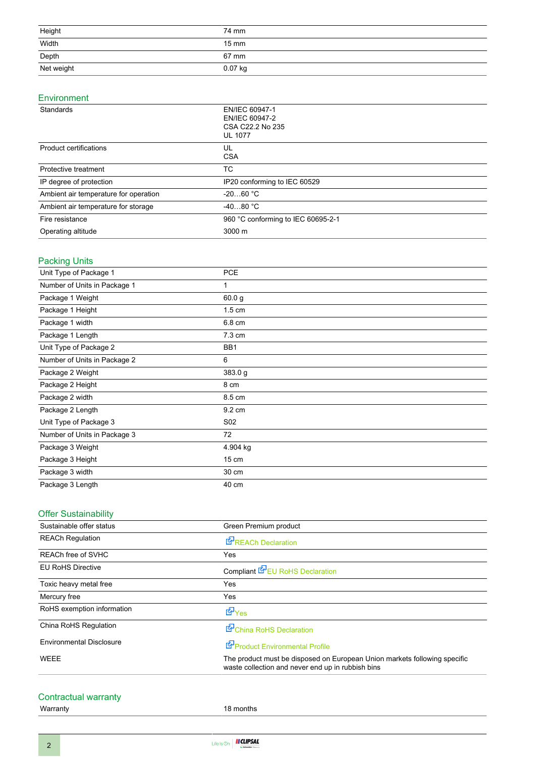| | |
|---|---|
| Height | 74 mm |
| Width | 15 mm |
| Depth | 67 mm |
| Net weight | 0.07 kg |

## Environment

| | |
|---|---|
| Standards | EN/IEC 60947-1<br>EN/IEC 60947-2<br>CSA C22.2 No 235<br>UL 1077 |
| Product certifications | UL<br>CSA |
| Protective treatment | TC |
| IP degree of protection | IP20 conforming to IEC 60529 |
| Ambient air temperature for operation | -20…60 °C |
| Ambient air temperature for storage | -40…80 °C |
| Fire resistance | 960 °C conforming to IEC 60695-2-1 |
| Operating altitude | 3000 m |

## Packing Units

| | |
|---|---|
| Unit Type of Package 1 | PCE |
| Number of Units in Package 1 | 1 |
| Package 1 Weight | 60.0 g |
| Package 1 Height | 1.5 cm |
| Package 1 width | 6.8 cm |
| Package 1 Length | 7.3 cm |
| Unit Type of Package 2 | BB1 |
| Number of Units in Package 2 | 6 |
| Package 2 Weight | 383.0 g |
| Package 2 Height | 8 cm |
| Package 2 width | 8.5 cm |
| Package 2 Length | 9.2 cm |
| Unit Type of Package 3 | S02 |
| Number of Units in Package 3 | 72 |
| Package 3 Weight | 4.904 kg |
| Package 3 Height | 15 cm |
| Package 3 width | 30 cm |
| Package 3 Length | 40 cm |

## Offer Sustainability

| | |
|---|---|
| Sustainable offer status | Green Premium product |
| REACh Regulation | REACh Declaration |
| REACh free of SVHC | Yes |
| EU RoHS Directive | Compliant EU RoHS Declaration |
| Toxic heavy metal free | Yes |
| Mercury free | Yes |
| RoHS exemption information | Yes |
| China RoHS Regulation | China RoHS Declaration |
| Environmental Disclosure | Product Environmental Profile |
| WEEE | The product must be disposed on European Union markets following specific waste collection and never end up in rubbish bins |

## Contractual warranty

| | |
|---|---|
| Warranty | 18 months |